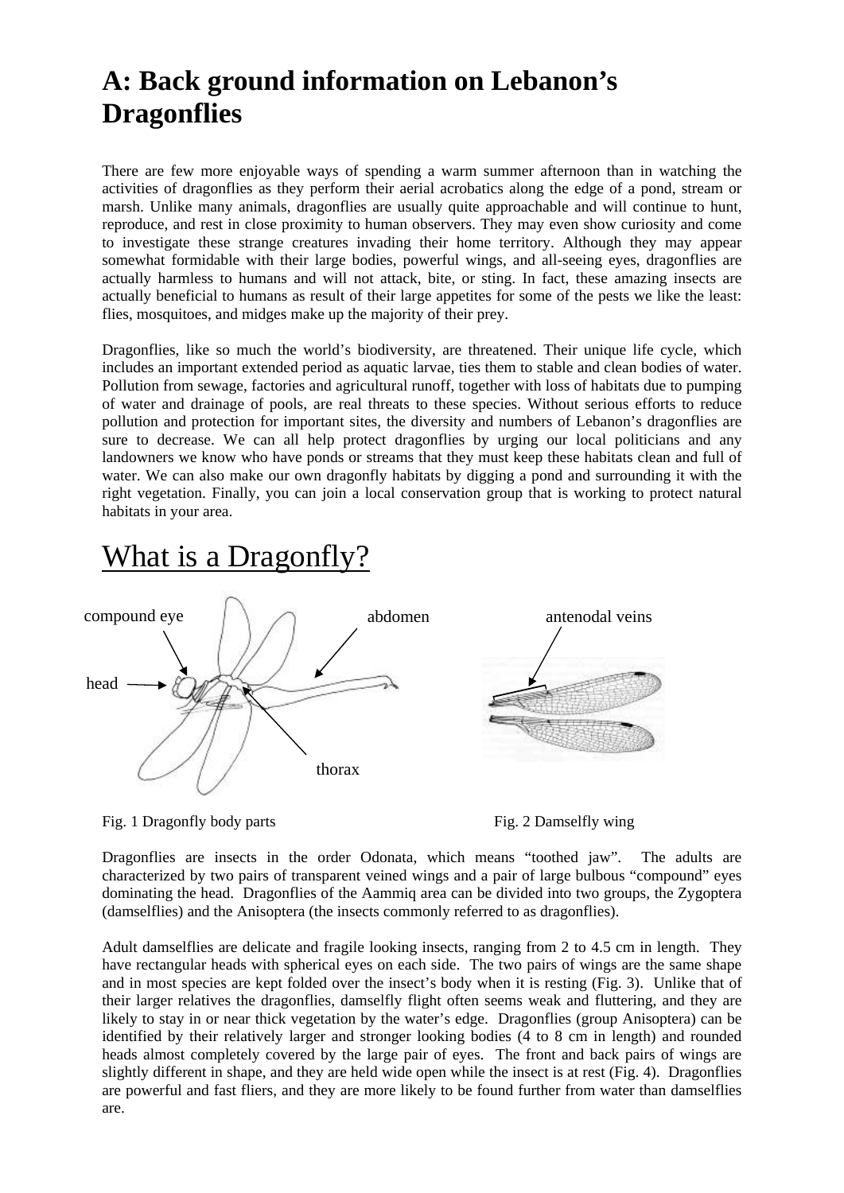# A: Back ground information on Lebanon's Dragonflies

There are few more enjoyable ways of spending a warm summer afternoon than in watching the activities of dragonflies as they perform their aerial acrobatics along the edge of a pond, stream or marsh. Unlike many animals, dragonflies are usually quite approachable and will continue to hunt, reproduce, and rest in close proximity to human observers. They may even show curiosity and come to investigate these strange creatures invading their home territory. Although they may appear somewhat formidable with their large bodies, powerful wings, and all-seeing eyes, dragonflies are actually harmless to humans and will not attack, bite, or sting. In fact, these amazing insects are actually beneficial to humans as result of their large appetites for some of the pests we like the least: flies, mosquitoes, and midges make up the majority of their prey.

Dragonflies, like so much the world's biodiversity, are threatened. Their unique life cycle, which includes an important extended period as aquatic larvae, ties them to stable and clean bodies of water. Pollution from sewage, factories and agricultural runoff, together with loss of habitats due to pumping of water and drainage of pools, are real threats to these species. Without serious efforts to reduce pollution and protection for important sites, the diversity and numbers of Lebanon's dragonflies are sure to decrease. We can all help protect dragonflies by urging our local politicians and any landowners we know who have ponds or streams that they must keep these habitats clean and full of water. We can also make our own dragonfly habitats by digging a pond and surrounding it with the right vegetation. Finally, you can join a local conservation group that is working to protect natural habitats in your area.

## What is a Dragonfly?

compound eye, head, abdomen, thorax

Fig. 1 Dragonfly body parts

antenodal veins

Fig. 2 Damselfly wing

Dragonflies are insects in the order Odonata, which means "toothed jaw". The adults are characterized by two pairs of transparent veined wings and a pair of large bulbous "compound" eyes dominating the head. Dragonflies of the Aammiq area can be divided into two groups, the Zygoptera (damselflies) and the Anisoptera (the insects commonly referred to as dragonflies).

Adult damselflies are delicate and fragile looking insects, ranging from 2 to 4.5 cm in length. They have rectangular heads with spherical eyes on each side. The two pairs of wings are the same shape and in most species are kept folded over the insect's body when it is resting (Fig. 3). Unlike that of their larger relatives the dragonflies, damselfly flight often seems weak and fluttering, and they are likely to stay in or near thick vegetation by the water's edge. Dragonflies (group Anisoptera) can be identified by their relatively larger and stronger looking bodies (4 to 8 cm in length) and rounded heads almost completely covered by the large pair of eyes. The front and back pairs of wings are slightly different in shape, and they are held wide open while the insect is at rest (Fig. 4). Dragonflies are powerful and fast fliers, and they are more likely to be found further from water than damselflies are.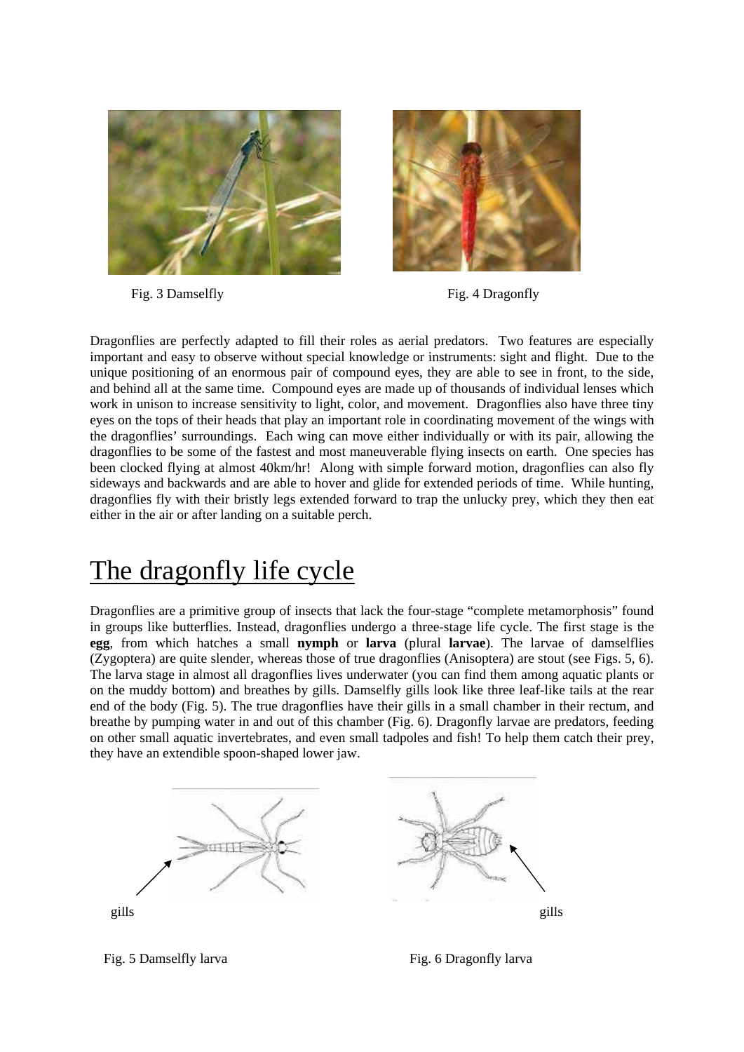Fig. 3 Damselfly

Fig. 4 Dragonfly

Dragonflies are perfectly adapted to fill their roles as aerial predators. Two features are especially important and easy to observe without special knowledge or instruments: sight and flight. Due to the unique positioning of an enormous pair of compound eyes, they are able to see in front, to the side, and behind all at the same time. Compound eyes are made up of thousands of individual lenses which work in unison to increase sensitivity to light, color, and movement. Dragonflies also have three tiny eyes on the tops of their heads that play an important role in coordinating movement of the wings with the dragonflies' surroundings. Each wing can move either individually or with its pair, allowing the dragonflies to be some of the fastest and most maneuverable flying insects on earth. One species has been clocked flying at almost 40km/hr! Along with simple forward motion, dragonflies can also fly sideways and backwards and are able to hover and glide for extended periods of time. While hunting, dragonflies fly with their bristly legs extended forward to trap the unlucky prey, which they then eat either in the air or after landing on a suitable perch.

# The dragonfly life cycle

Dragonflies are a primitive group of insects that lack the four-stage "complete metamorphosis" found in groups like butterflies. Instead, dragonflies undergo a three-stage life cycle. The first stage is the **egg**, from which hatches a small **nymph** or **larva** (plural **larvae**). The larvae of damselflies (Zygoptera) are quite slender, whereas those of true dragonflies (Anisoptera) are stout (see Figs. 5, 6). The larva stage in almost all dragonflies lives underwater (you can find them among aquatic plants or on the muddy bottom) and breathes by gills. Damselfly gills look like three leaf-like tails at the rear end of the body (Fig. 5). The true dragonflies have their gills in a small chamber in their rectum, and breathe by pumping water in and out of this chamber (Fig. 6). Dragonfly larvae are predators, feeding on other small aquatic invertebrates, and even small tadpoles and fish! To help them catch their prey, they have an extendible spoon-shaped lower jaw.

gills

gills

Fig. 5 Damselfly larva

Fig. 6 Dragonfly larva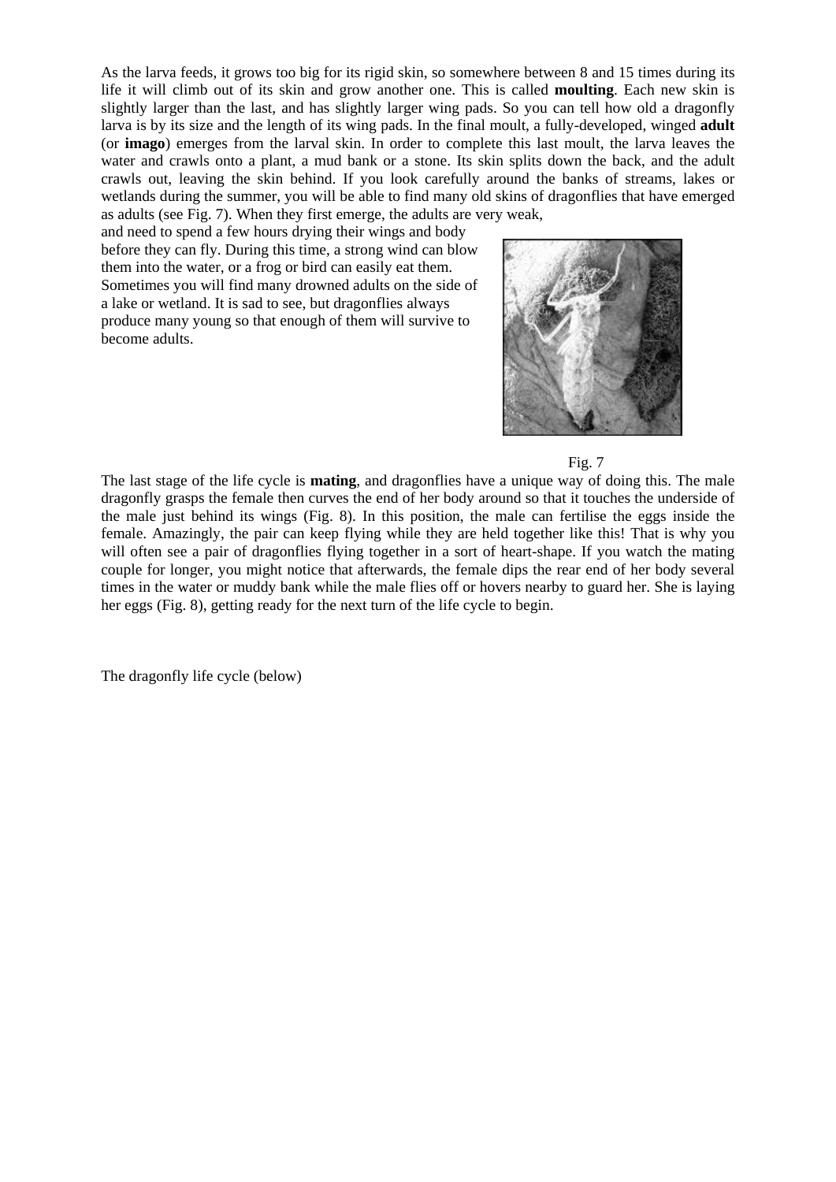As the larva feeds, it grows too big for its rigid skin, so somewhere between 8 and 15 times during its life it will climb out of its skin and grow another one. This is called **moulting**. Each new skin is slightly larger than the last, and has slightly larger wing pads. So you can tell how old a dragonfly larva is by its size and the length of its wing pads. In the final moult, a fully-developed, winged **adult** (or **imago**) emerges from the larval skin. In order to complete this last moult, the larva leaves the water and crawls onto a plant, a mud bank or a stone. Its skin splits down the back, and the adult crawls out, leaving the skin behind. If you look carefully around the banks of streams, lakes or wetlands during the summer, you will be able to find many old skins of dragonflies that have emerged as adults (see Fig. 7). When they first emerge, the adults are very weak, and need to spend a few hours drying their wings and body before they can fly. During this time, a strong wind can blow them into the water, or a frog or bird can easily eat them. Sometimes you will find many drowned adults on the side of a lake or wetland. It is sad to see, but dragonflies always produce many young so that enough of them will survive to become adults.

Fig. 7

The last stage of the life cycle is **mating**, and dragonflies have a unique way of doing this. The male dragonfly grasps the female then curves the end of her body around so that it touches the underside of the male just behind its wings (Fig. 8). In this position, the male can fertilise the eggs inside the female. Amazingly, the pair can keep flying while they are held together like this! That is why you will often see a pair of dragonflies flying together in a sort of heart-shape. If you watch the mating couple for longer, you might notice that afterwards, the female dips the rear end of her body several times in the water or muddy bank while the male flies off or hovers nearby to guard her. She is laying her eggs (Fig. 8), getting ready for the next turn of the life cycle to begin.

The dragonfly life cycle (below)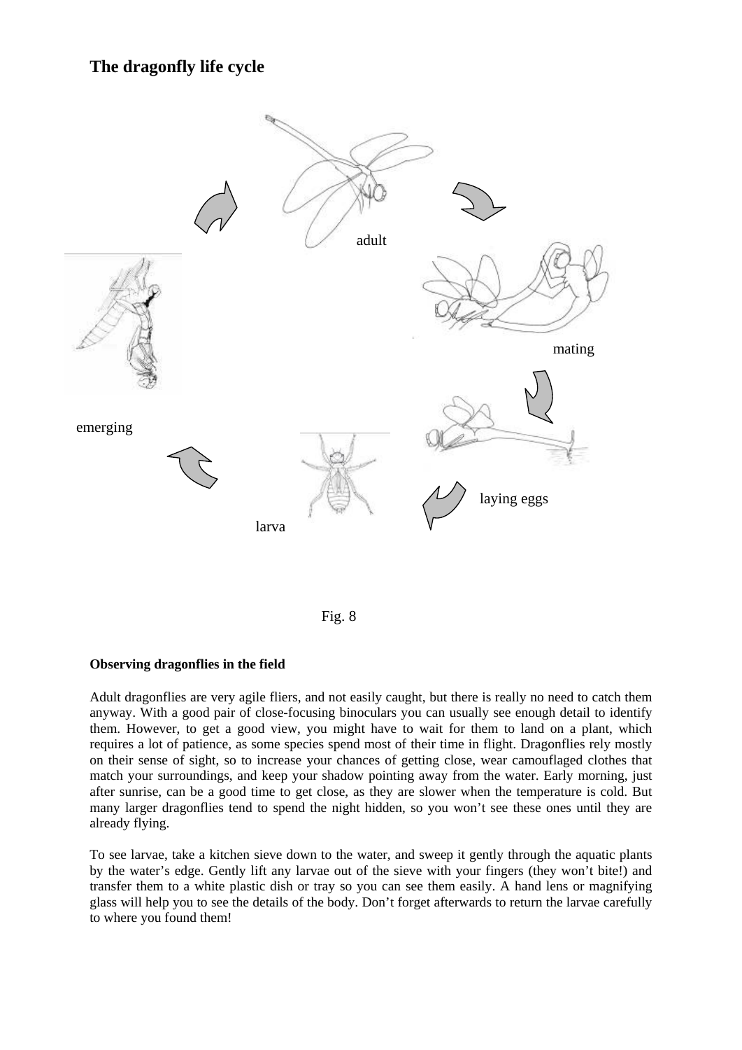## The dragonfly life cycle

adult

mating

laying eggs

larva

emerging

Fig. 8

**Observing dragonflies in the field**

Adult dragonflies are very agile fliers, and not easily caught, but there is really no need to catch them anyway. With a good pair of close-focusing binoculars you can usually see enough detail to identify them. However, to get a good view, you might have to wait for them to land on a plant, which requires a lot of patience, as some species spend most of their time in flight. Dragonflies rely mostly on their sense of sight, so to increase your chances of getting close, wear camouflaged clothes that match your surroundings, and keep your shadow pointing away from the water. Early morning, just after sunrise, can be a good time to get close, as they are slower when the temperature is cold. But many larger dragonflies tend to spend the night hidden, so you won't see these ones until they are already flying.

To see larvae, take a kitchen sieve down to the water, and sweep it gently through the aquatic plants by the water's edge. Gently lift any larvae out of the sieve with your fingers (they won't bite!) and transfer them to a white plastic dish or tray so you can see them easily. A hand lens or magnifying glass will help you to see the details of the body. Don't forget afterwards to return the larvae carefully to where you found them!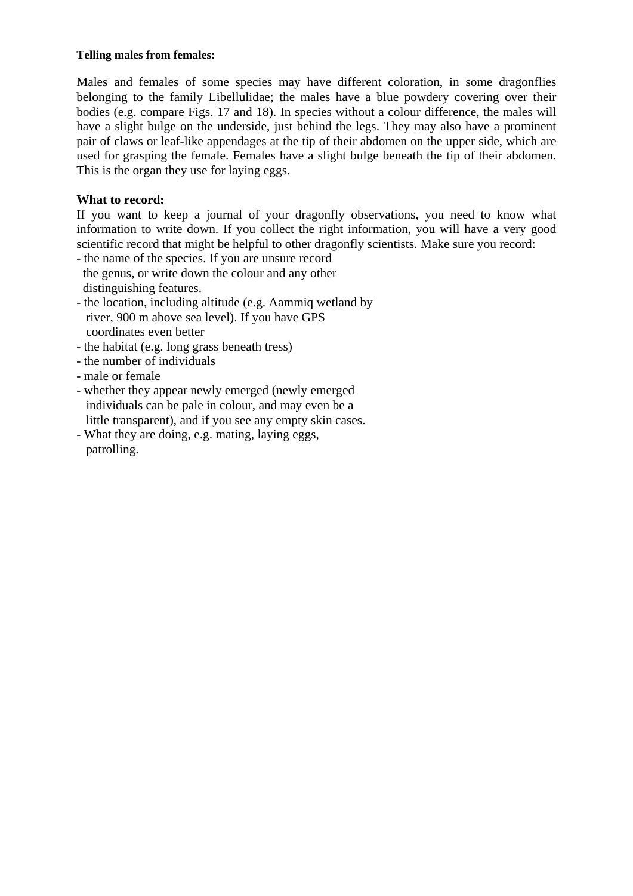**Telling males from females:**

Males and females of some species may have different coloration, in some dragonflies belonging to the family Libellulidae; the males have a blue powdery covering over their bodies (e.g. compare Figs. 17 and 18). In species without a colour difference, the males will have a slight bulge on the underside, just behind the legs. They may also have a prominent pair of claws or leaf-like appendages at the tip of their abdomen on the upper side, which are used for grasping the female. Females have a slight bulge beneath the tip of their abdomen. This is the organ they use for laying eggs.

**What to record:**

If you want to keep a journal of your dragonfly observations, you need to know what information to write down. If you collect the right information, you will have a very good scientific record that might be helpful to other dragonfly scientists. Make sure you record:

- the name of the species. If you are unsure record the genus, or write down the colour and any other distinguishing features.
- the location, including altitude (e.g. Aammiq wetland by river, 900 m above sea level). If you have GPS coordinates even better
- the habitat (e.g. long grass beneath tress)
- the number of individuals
- male or female
- whether they appear newly emerged (newly emerged individuals can be pale in colour, and may even be a little transparent), and if you see any empty skin cases.
- What they are doing, e.g. mating, laying eggs, patrolling.